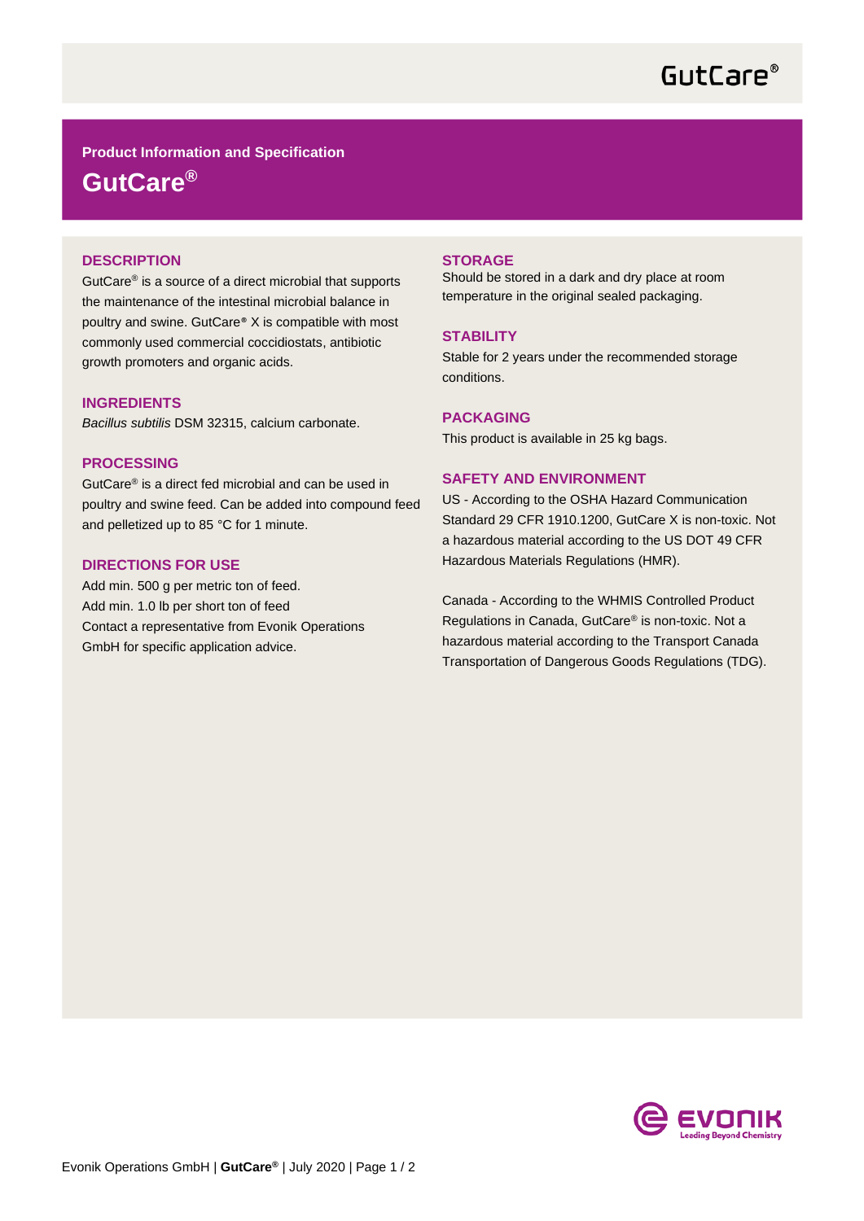Product Information and Specification

# GutCare®

## DESCRIPTION

GutCare® is a source of a direct microbial that supports the maintenance of the intestinal microbial balance in poultry and swine. GutCare® X is compatible with most commonly used commercial coccidiostats, antibiotic growth promoters and organic acids.

## INGREDIENTS

*Bacillus subtilis* DSM 32315, calcium carbonate.

## PROCESSING

GutCare® is a direct fed microbial and can be used in poultry and swine feed. Can be added into compound feed and pelletized up to 85 °C for 1 minute.

## DIRECTIONS FOR USE

Add min. 500 g per metric ton of feed.
Add min. 1.0 lb per short ton of feed
Contact a representative from Evonik Operations GmbH for specific application advice.

## STORAGE

Should be stored in a dark and dry place at room temperature in the original sealed packaging.

## STABILITY

Stable for 2 years under the recommended storage conditions.

## PACKAGING

This product is available in 25 kg bags.

## SAFETY AND ENVIRONMENT

US - According to the OSHA Hazard Communication Standard 29 CFR 1910.1200, GutCare X is non-toxic. Not a hazardous material according to the US DOT 49 CFR Hazardous Materials Regulations (HMR).

Canada - According to the WHMIS Controlled Product Regulations in Canada, GutCare® is non-toxic. Not a hazardous material according to the Transport Canada Transportation of Dangerous Goods Regulations (TDG).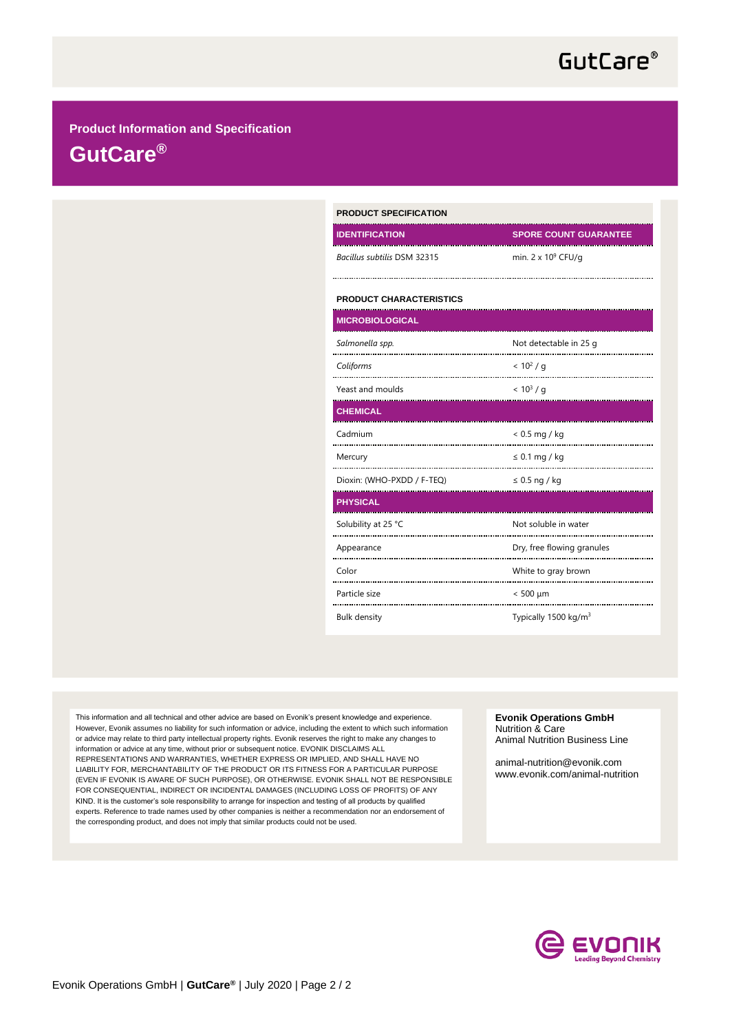## Product Information and Specification

# GutCare®

### PRODUCT SPECIFICATION

| IDENTIFICATION | SPORE COUNT GUARANTEE |
|---|---|
| *Bacillus subtilis* DSM 32315 | min. 2 x $10^9$ CFU/g |

### PRODUCT CHARACTERISTICS

| MICROBIOLOGICAL | |
|---|---|
| *Salmonella spp.* | Not detectable in 25 g |
| *Coliforms* | < $10^2$ / g |
| Yeast and moulds | < $10^3$ / g |
| **CHEMICAL** | |
| Cadmium | < 0.5 mg / kg |
| Mercury | ≤ 0.1 mg / kg |
| Dioxin: (WHO-PXDD / F-TEQ) | ≤ 0.5 ng / kg |
| **PHYSICAL** | |
| Solubility at 25 °C | Not soluble in water |
| Appearance | Dry, free flowing granules |
| Color | White to gray brown |
| Particle size | < 500 µm |
| Bulk density | Typically 1500 kg/$m^3$ |

This information and all technical and other advice are based on Evonik's present knowledge and experience. However, Evonik assumes no liability for such information or advice, including the extent to which such information or advice may relate to third party intellectual property rights. Evonik reserves the right to make any changes to information or advice at any time, without prior or subsequent notice. EVONIK DISCLAIMS ALL REPRESENTATIONS AND WARRANTIES, WHETHER EXPRESS OR IMPLIED, AND SHALL HAVE NO LIABILITY FOR, MERCHANTABILITY OF THE PRODUCT OR ITS FITNESS FOR A PARTICULAR PURPOSE (EVEN IF EVONIK IS AWARE OF SUCH PURPOSE), OR OTHERWISE. EVONIK SHALL NOT BE RESPONSIBLE FOR CONSEQUENTIAL, INDIRECT OR INCIDENTAL DAMAGES (INCLUDING LOSS OF PROFITS) OF ANY KIND. It is the customer's sole responsibility to arrange for inspection and testing of all products by qualified experts. Reference to trade names used by other companies is neither a recommendation nor an endorsement of the corresponding product, and does not imply that similar products could not be used.

**Evonik Operations GmbH**
Nutrition & Care
Animal Nutrition Business Line

animal-nutrition@evonik.com
www.evonik.com/animal-nutrition

EVONIK
Leading Beyond Chemistry